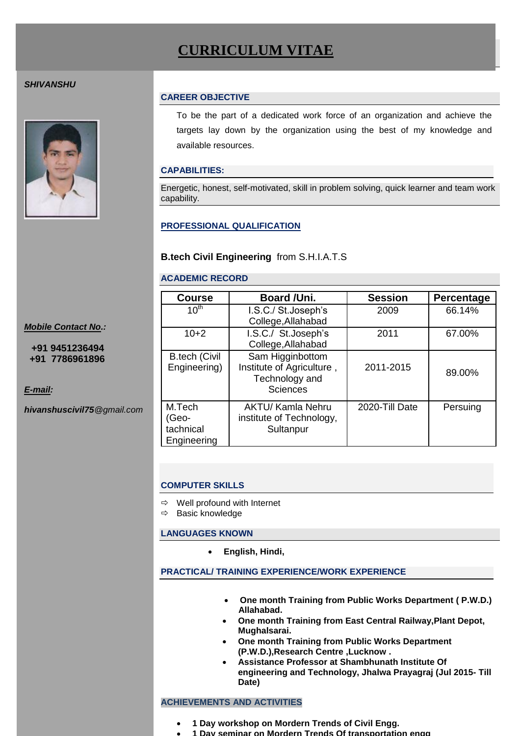# CURRICULUM VITAE

***SHIVANSHU***

***Mobile Contact No.:***

**+91 9451236494**
**+91 7786961896**

***E-mail:***

***hivanshuscivil75****@gmail.com*

## CAREER OBJECTIVE

To be the part of a dedicated work force of an organization and achieve the targets lay down by the organization using the best of my knowledge and available resources.

## CAPABILITIES:

Energetic, honest, self-motivated, skill in problem solving, quick learner and team work capability.

## PROFESSIONAL QUALIFICATION

**B.tech Civil Engineering** from S.H.I.A.T.S

## ACADEMIC RECORD

| Course | Board /Uni. | Session | Percentage |
|---|---|---|---|
| $10^{th}$ | I.S.C./ St.Joseph's College,Allahabad | 2009 | 66.14% |
| 10+2 | I.S.C./ St.Joseph's College,Allahabad | 2011 | 67.00% |
| B.tech (Civil Engineering) | Sam Higginbottom Institute of Agriculture , Technology and Sciences | 2011-2015 | 89.00% |
| M.Tech (Geo-tachnical Engineering | AKTU/ Kamla Nehru institute of Technology, Sultanpur | 2020-Till Date | Persuing |

## COMPUTER SKILLS

- Well profound with Internet
- Basic knowledge

## LANGUAGES KNOWN

- **English, Hindi,**

## PRACTICAL/ TRAINING EXPERIENCE/WORK EXPERIENCE

- **One month Training from Public Works Department ( P.W.D.) Allahabad.**
- **One month Training from East Central Railway,Plant Depot, Mughalsarai.**
- **One month Training from Public Works Department (P.W.D.),Research Centre ,Lucknow .**
- **Assistance Professor at Shambhunath Institute Of engineering and Technology, Jhalwa Prayagraj (Jul 2015- Till Date)**

## ACHIEVEMENTS AND ACTIVITIES

- **1 Day workshop on Mordern Trends of Civil Engg.**
- **1 Day seminar on Mordern Trends Of transportation engg**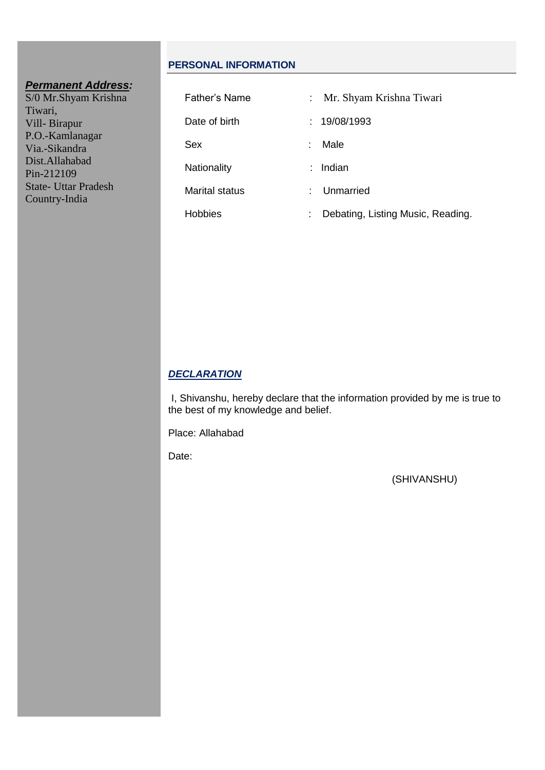***Permanent Address:***

S/0 Mr.Shyam Krishna Tiwari,
Vill- Birapur
P.O.-Kamlanagar
Via.-Sikandra
Dist.Allahabad
Pin-212109
State- Uttar Pradesh
Country-India

## PERSONAL INFORMATION

| | | |
|---|---|---|
| Father's Name | : | Mr. Shyam Krishna Tiwari |
| Date of birth | : | 19/08/1993 |
| Sex | : | Male |
| Nationality | : | Indian |
| Marital status | : | Unmarried |
| Hobbies | : | Debating, Listing Music, Reading. |

## ***DECLARATION***

I, Shivanshu, hereby declare that the information provided by me is true to the best of my knowledge and belief.

Place: Allahabad

Date:

(SHIVANSHU)